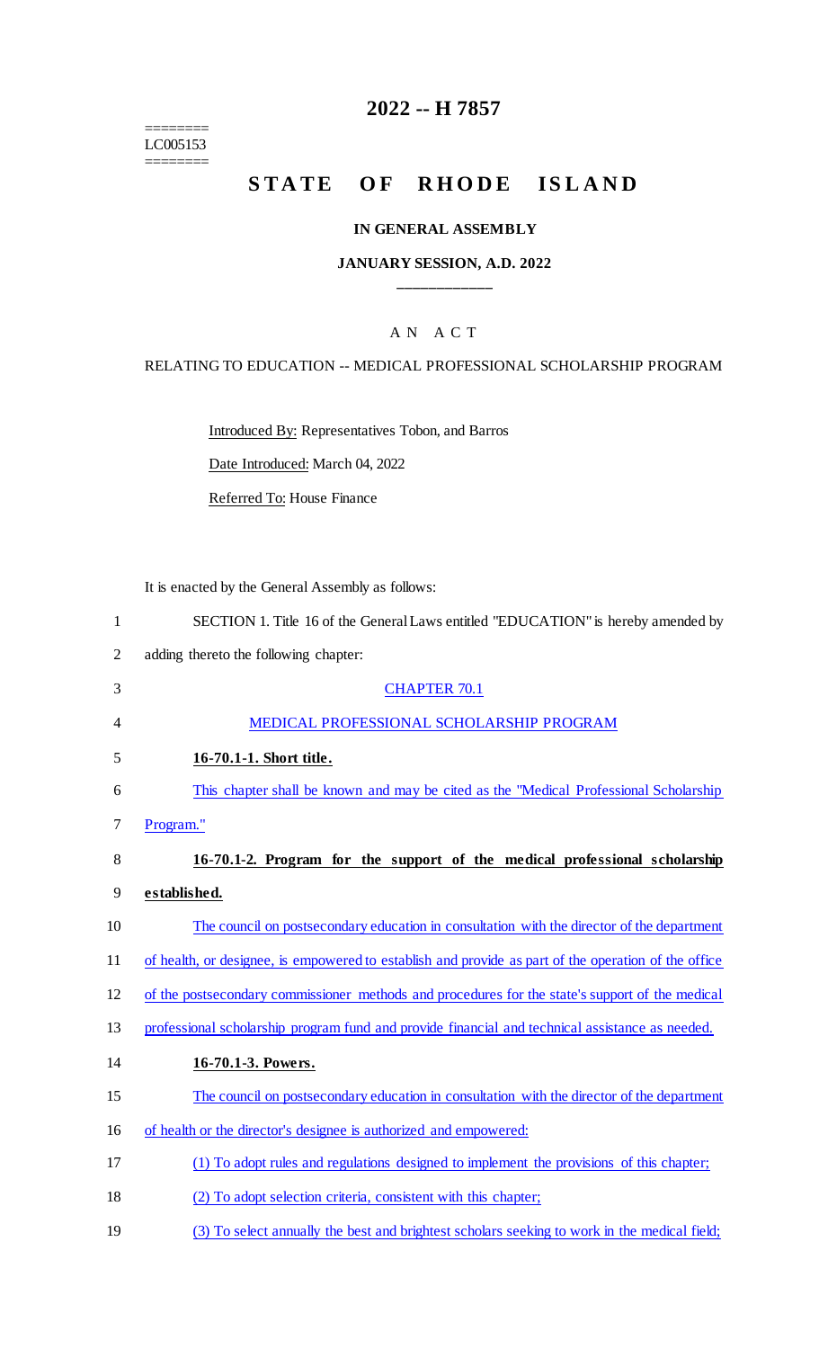========
LC005153
========

# 2022 -- H 7857

# STATE OF RHODE ISLAND

## IN GENERAL ASSEMBLY

### JANUARY SESSION, A.D. 2022

____________

A N A C T

RELATING TO EDUCATION -- MEDICAL PROFESSIONAL SCHOLARSHIP PROGRAM

Introduced By: Representatives Tobon, and Barros

Date Introduced: March 04, 2022

Referred To: House Finance

It is enacted by the General Assembly as follows:

1 SECTION 1. Title 16 of the General Laws entitled "EDUCATION" is hereby amended by
2 adding thereto the following chapter:

3 CHAPTER 70.1

4 MEDICAL PROFESSIONAL SCHOLARSHIP PROGRAM

5 **16-70.1-1. Short title.**

6 This chapter shall be known and may be cited as the "Medical Professional Scholarship
7 Program."

8 **16-70.1-2. Program for the support of the medical professional scholarship**
9 **established.**

10 The council on postsecondary education in consultation with the director of the department
11 of health, or designee, is empowered to establish and provide as part of the operation of the office
12 of the postsecondary commissioner methods and procedures for the state's support of the medical
13 professional scholarship program fund and provide financial and technical assistance as needed.

14 **16-70.1-3. Powers.**

15 The council on postsecondary education in consultation with the director of the department
16 of health or the director's designee is authorized and empowered:

17 (1) To adopt rules and regulations designed to implement the provisions of this chapter;

18 (2) To adopt selection criteria, consistent with this chapter;

19 (3) To select annually the best and brightest scholars seeking to work in the medical field;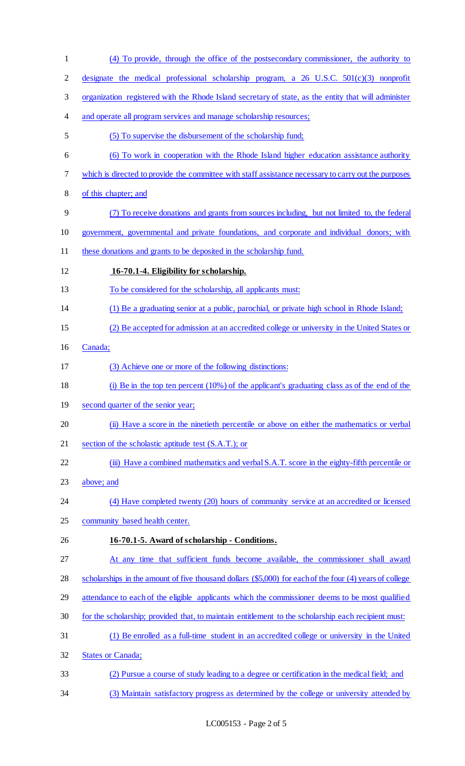(4) To provide, through the office of the postsecondary commissioner, the authority to designate the medical professional scholarship program, a 26 U.S.C. 501(c)(3) nonprofit organization registered with the Rhode Island secretary of state, as the entity that will administer and operate all program services and manage scholarship resources;

(5) To supervise the disbursement of the scholarship fund;

(6) To work in cooperation with the Rhode Island higher education assistance authority which is directed to provide the committee with staff assistance necessary to carry out the purposes of this chapter; and

(7) To receive donations and grants from sources including, but not limited to, the federal government, governmental and private foundations, and corporate and individual donors; with these donations and grants to be deposited in the scholarship fund.

**16-70.1-4. Eligibility for scholarship.**

To be considered for the scholarship, all applicants must:

(1) Be a graduating senior at a public, parochial, or private high school in Rhode Island;

(2) Be accepted for admission at an accredited college or university in the United States or Canada;

(3) Achieve one or more of the following distinctions:

(i) Be in the top ten percent (10%) of the applicant's graduating class as of the end of the second quarter of the senior year;

(ii) Have a score in the ninetieth percentile or above on either the mathematics or verbal section of the scholastic aptitude test (S.A.T.); or

(iii) Have a combined mathematics and verbal S.A.T. score in the eighty-fifth percentile or above; and

(4) Have completed twenty (20) hours of community service at an accredited or licensed community based health center.

**16-70.1-5. Award of scholarship - Conditions.**

At any time that sufficient funds become available, the commissioner shall award scholarships in the amount of five thousand dollars ($5,000) for each of the four (4) years of college attendance to each of the eligible applicants which the commissioner deems to be most qualified for the scholarship; provided that, to maintain entitlement to the scholarship each recipient must:

(1) Be enrolled as a full-time student in an accredited college or university in the United States or Canada;

(2) Pursue a course of study leading to a degree or certification in the medical field; and

(3) Maintain satisfactory progress as determined by the college or university attended by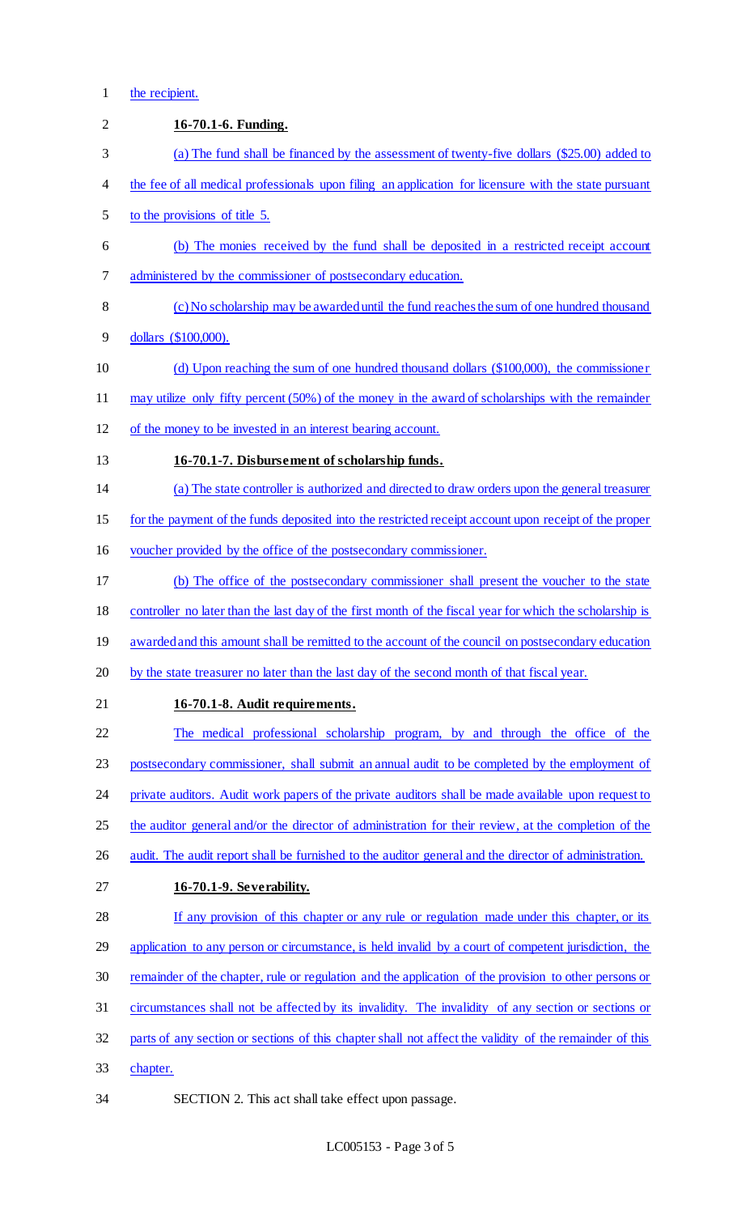the recipient.

**16-70.1-6. Funding.**

(a) The fund shall be financed by the assessment of twenty-five dollars ($25.00) added to the fee of all medical professionals upon filing an application for licensure with the state pursuant to the provisions of title 5.

(b) The monies received by the fund shall be deposited in a restricted receipt account administered by the commissioner of postsecondary education.

(c) No scholarship may be awarded until the fund reaches the sum of one hundred thousand dollars ($100,000).

(d) Upon reaching the sum of one hundred thousand dollars ($100,000), the commissioner may utilize only fifty percent (50%) of the money in the award of scholarships with the remainder of the money to be invested in an interest bearing account.

**16-70.1-7. Disbursement of scholarship funds.**

(a) The state controller is authorized and directed to draw orders upon the general treasurer for the payment of the funds deposited into the restricted receipt account upon receipt of the proper voucher provided by the office of the postsecondary commissioner.

(b) The office of the postsecondary commissioner shall present the voucher to the state controller no later than the last day of the first month of the fiscal year for which the scholarship is awarded and this amount shall be remitted to the account of the council on postsecondary education by the state treasurer no later than the last day of the second month of that fiscal year.

**16-70.1-8. Audit requirements.**

The medical professional scholarship program, by and through the office of the postsecondary commissioner, shall submit an annual audit to be completed by the employment of private auditors. Audit work papers of the private auditors shall be made available upon request to the auditor general and/or the director of administration for their review, at the completion of the audit. The audit report shall be furnished to the auditor general and the director of administration.

**16-70.1-9. Severability.**

If any provision of this chapter or any rule or regulation made under this chapter, or its application to any person or circumstance, is held invalid by a court of competent jurisdiction, the remainder of the chapter, rule or regulation and the application of the provision to other persons or circumstances shall not be affected by its invalidity. The invalidity of any section or sections or parts of any section or sections of this chapter shall not affect the validity of the remainder of this chapter.

SECTION 2. This act shall take effect upon passage.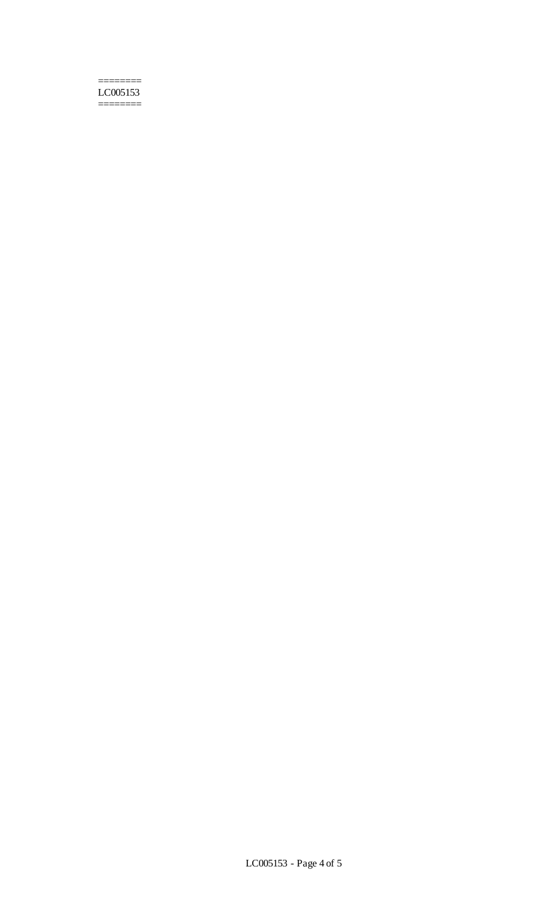=======
LC005153
=======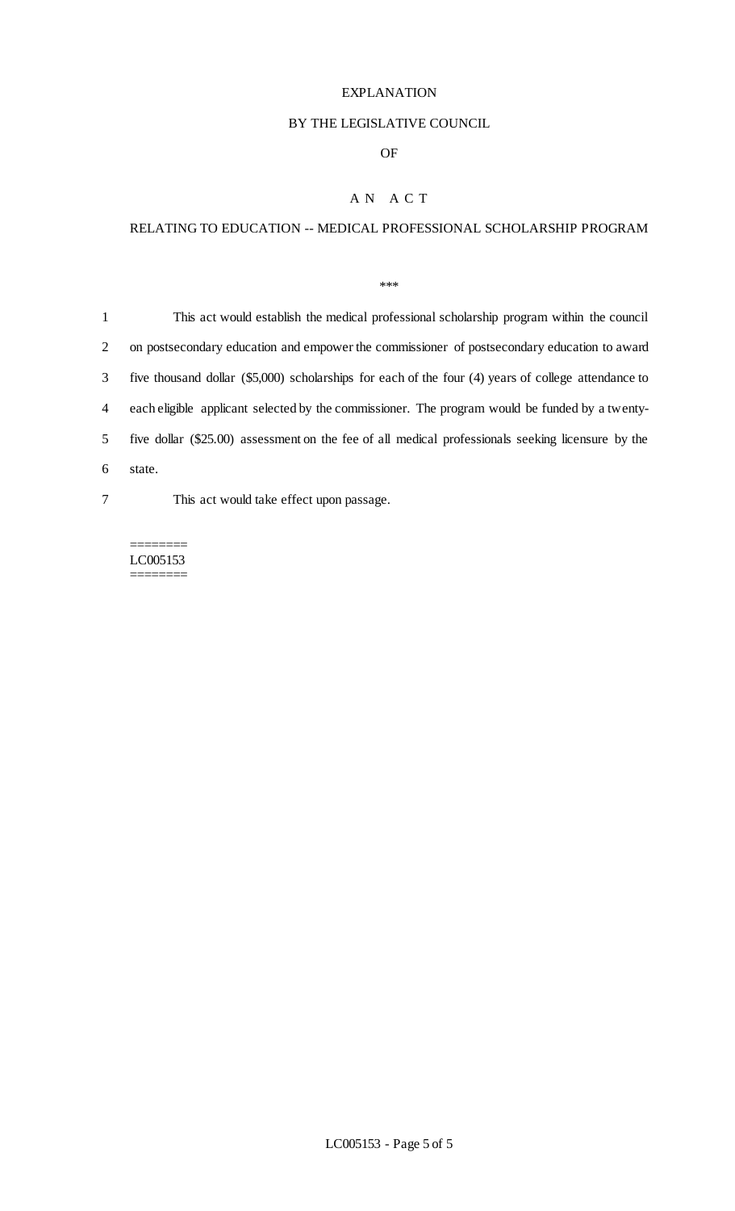EXPLANATION

BY THE LEGISLATIVE COUNCIL

OF

A N A C T

RELATING TO EDUCATION -- MEDICAL PROFESSIONAL SCHOLARSHIP PROGRAM

\*\*\*

This act would establish the medical professional scholarship program within the council on postsecondary education and empower the commissioner of postsecondary education to award five thousand dollar ($5,000) scholarships for each of the four (4) years of college attendance to each eligible applicant selected by the commissioner. The program would be funded by a twenty-five dollar ($25.00) assessment on the fee of all medical professionals seeking licensure by the state.

This act would take effect upon passage.

========
LC005153
========